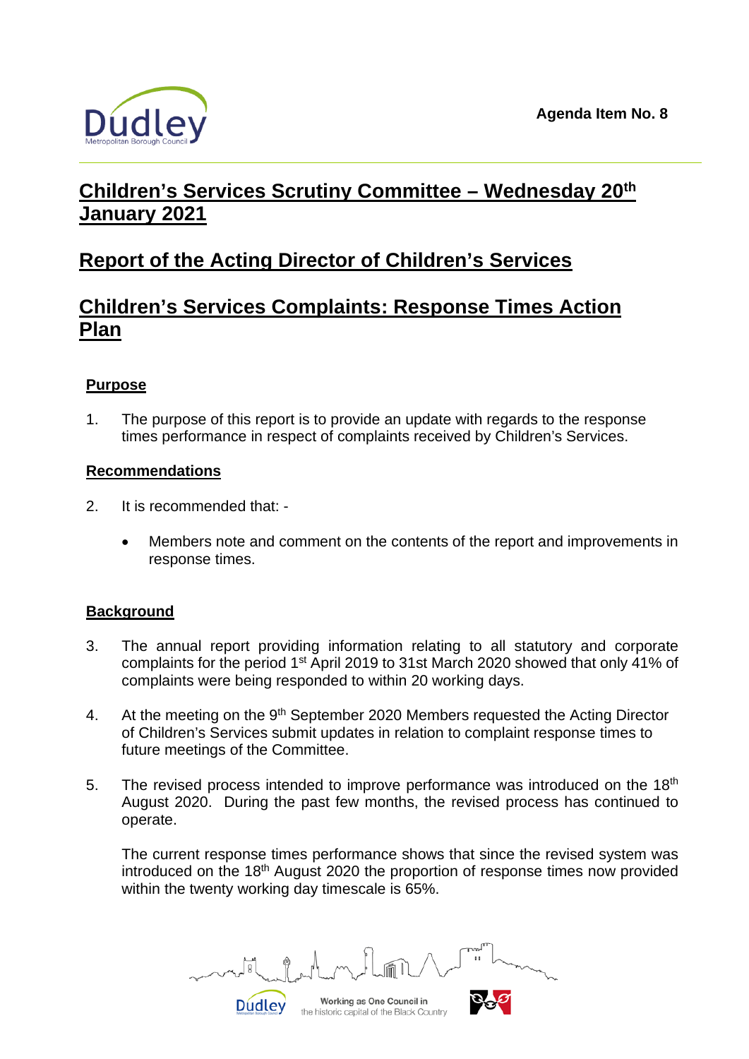Agenda Item No. 8

# Children's Services Scrutiny Committee – Wednesday 20th January 2021

# Report of the Acting Director of Children's Services

# Children's Services Complaints: Response Times Action Plan

## Purpose

1. The purpose of this report is to provide an update with regards to the response times performance in respect of complaints received by Children's Services.

## Recommendations

2. It is recommended that: -

   - Members note and comment on the contents of the report and improvements in response times.

## Background

3. The annual report providing information relating to all statutory and corporate complaints for the period 1st April 2019 to 31st March 2020 showed that only 41% of complaints were being responded to within 20 working days.

4. At the meeting on the 9th September 2020 Members requested the Acting Director of Children's Services submit updates in relation to complaint response times to future meetings of the Committee.

5. The revised process intended to improve performance was introduced on the 18th August 2020. During the past few months, the revised process has continued to operate.

   The current response times performance shows that since the revised system was introduced on the 18th August 2020 the proportion of response times now provided within the twenty working day timescale is 65%.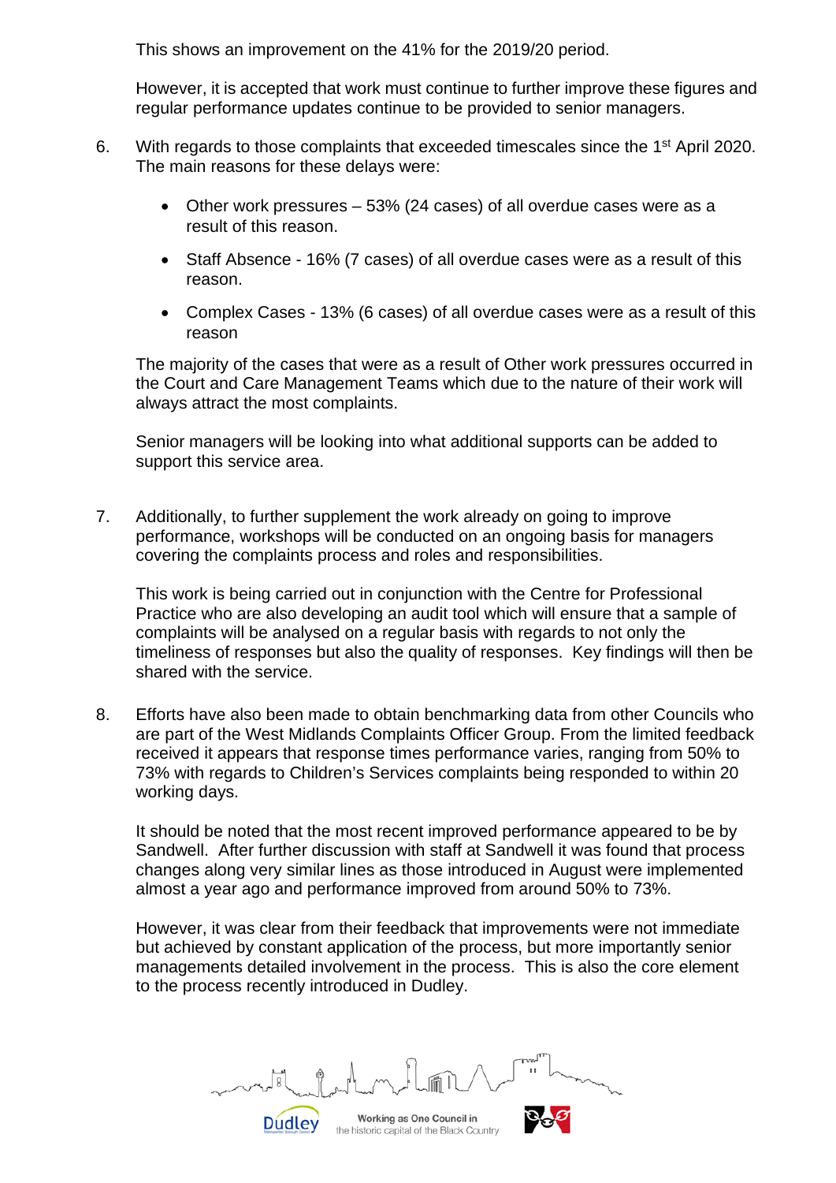This shows an improvement on the 41% for the 2019/20 period.

However, it is accepted that work must continue to further improve these figures and regular performance updates continue to be provided to senior managers.

6. With regards to those complaints that exceeded timescales since the 1st April 2020. The main reasons for these delays were:

   - Other work pressures – 53% (24 cases) of all overdue cases were as a result of this reason.
   - Staff Absence - 16% (7 cases) of all overdue cases were as a result of this reason.
   - Complex Cases - 13% (6 cases) of all overdue cases were as a result of this reason

   The majority of the cases that were as a result of Other work pressures occurred in the Court and Care Management Teams which due to the nature of their work will always attract the most complaints.

   Senior managers will be looking into what additional supports can be added to support this service area.

7. Additionally, to further supplement the work already on going to improve performance, workshops will be conducted on an ongoing basis for managers covering the complaints process and roles and responsibilities.

   This work is being carried out in conjunction with the Centre for Professional Practice who are also developing an audit tool which will ensure that a sample of complaints will be analysed on a regular basis with regards to not only the timeliness of responses but also the quality of responses. Key findings will then be shared with the service.

8. Efforts have also been made to obtain benchmarking data from other Councils who are part of the West Midlands Complaints Officer Group. From the limited feedback received it appears that response times performance varies, ranging from 50% to 73% with regards to Children's Services complaints being responded to within 20 working days.

   It should be noted that the most recent improved performance appeared to be by Sandwell. After further discussion with staff at Sandwell it was found that process changes along very similar lines as those introduced in August were implemented almost a year ago and performance improved from around 50% to 73%.

   However, it was clear from their feedback that improvements were not immediate but achieved by constant application of the process, but more importantly senior managements detailed involvement in the process. This is also the core element to the process recently introduced in Dudley.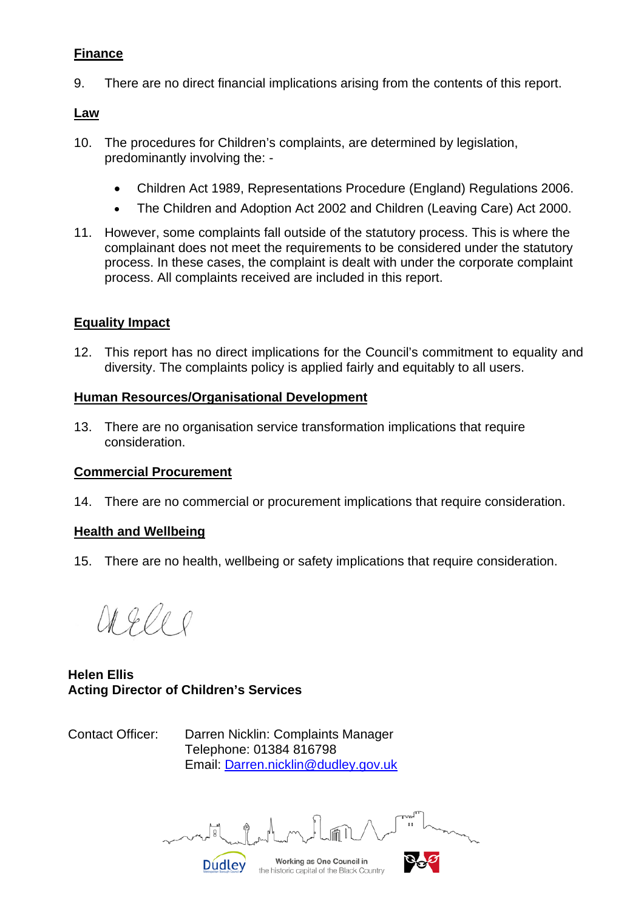**Finance**

9. There are no direct financial implications arising from the contents of this report.

**Law**

10. The procedures for Children's complaints, are determined by legislation, predominantly involving the: -

    - Children Act 1989, Representations Procedure (England) Regulations 2006.
    - The Children and Adoption Act 2002 and Children (Leaving Care) Act 2000.

11. However, some complaints fall outside of the statutory process. This is where the complainant does not meet the requirements to be considered under the statutory process. In these cases, the complaint is dealt with under the corporate complaint process. All complaints received are included in this report.

**Equality Impact**

12. This report has no direct implications for the Council's commitment to equality and diversity. The complaints policy is applied fairly and equitably to all users.

**Human Resources/Organisational Development**

13. There are no organisation service transformation implications that require consideration.

**Commercial Procurement**

14. There are no commercial or procurement implications that require consideration.

**Health and Wellbeing**

15. There are no health, wellbeing or safety implications that require consideration.

**Helen Ellis**
**Acting Director of Children's Services**

Contact Officer: Darren Nicklin: Complaints Manager
Telephone: 01384 816798
Email: Darren.nicklin@dudley.gov.uk

Working as One Council in the historic capital of the Black Country